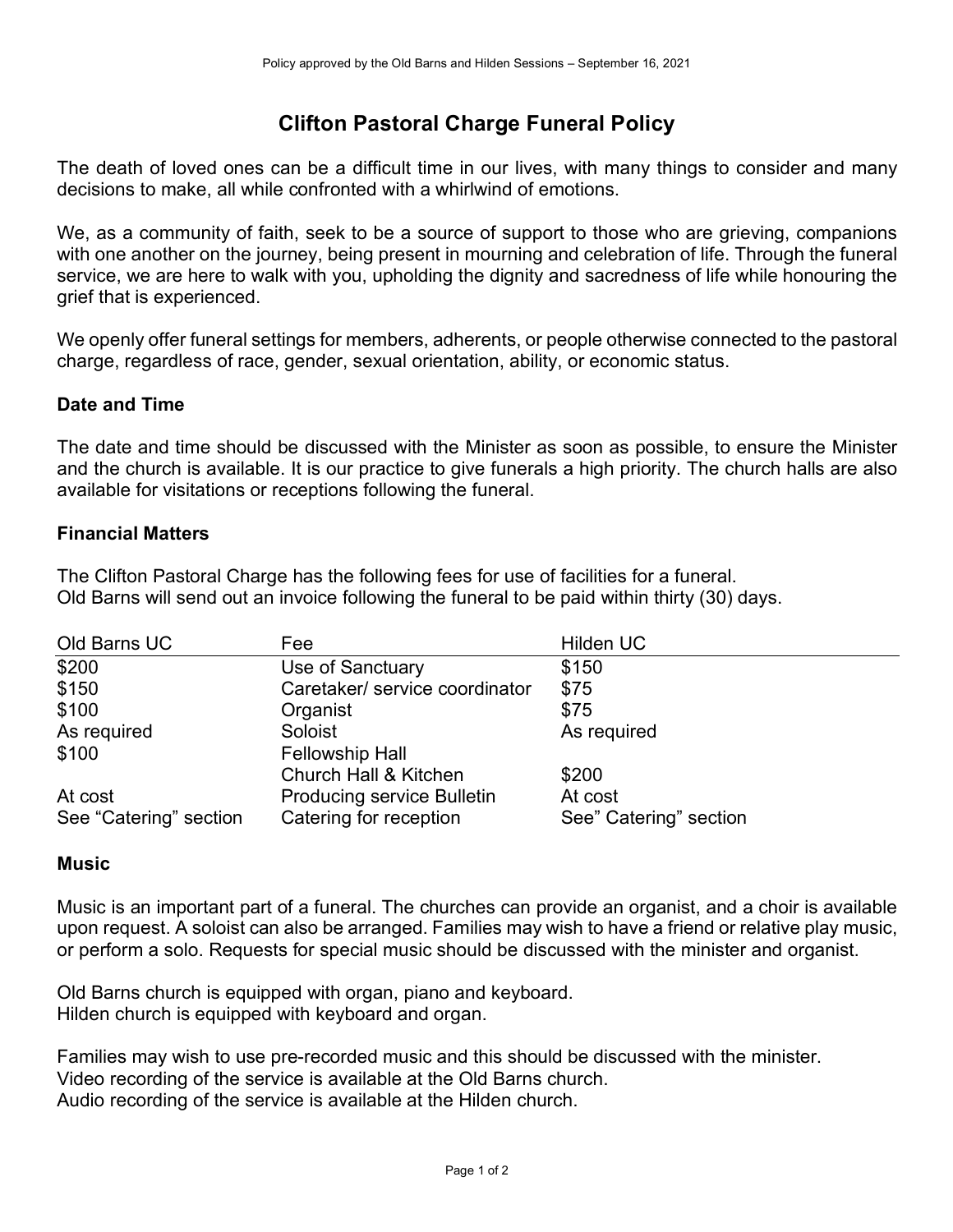Policy approved by the Old Barns and Hilden Sessions – September 16, 2021

# Clifton Pastoral Charge Funeral Policy

The death of loved ones can be a difficult time in our lives, with many things to consider and many decisions to make, all while confronted with a whirlwind of emotions.

We, as a community of faith, seek to be a source of support to those who are grieving, companions with one another on the journey, being present in mourning and celebration of life. Through the funeral service, we are here to walk with you, upholding the dignity and sacredness of life while honouring the grief that is experienced.

We openly offer funeral settings for members, adherents, or people otherwise connected to the pastoral charge, regardless of race, gender, sexual orientation, ability, or economic status.

### Date and Time

The date and time should be discussed with the Minister as soon as possible, to ensure the Minister and the church is available. It is our practice to give funerals a high priority. The church halls are also available for visitations or receptions following the funeral.

### Financial Matters

The Clifton Pastoral Charge has the following fees for use of facilities for a funeral.
Old Barns will send out an invoice following the funeral to be paid within thirty (30) days.

| Old Barns UC | Fee | Hilden UC |
|---|---|---|
| $200 | Use of Sanctuary | $150 |
| $150 | Caretaker/ service coordinator | $75 |
| $100 | Organist | $75 |
| As required | Soloist | As required |
| $100 | Fellowship Hall | |
| | Church Hall & Kitchen | $200 |
| At cost | Producing service Bulletin | At cost |
| See "Catering" section | Catering for reception | See" Catering" section |

### Music

Music is an important part of a funeral. The churches can provide an organist, and a choir is available upon request. A soloist can also be arranged. Families may wish to have a friend or relative play music, or perform a solo. Requests for special music should be discussed with the minister and organist.

Old Barns church is equipped with organ, piano and keyboard.
Hilden church is equipped with keyboard and organ.

Families may wish to use pre-recorded music and this should be discussed with the minister.
Video recording of the service is available at the Old Barns church.
Audio recording of the service is available at the Hilden church.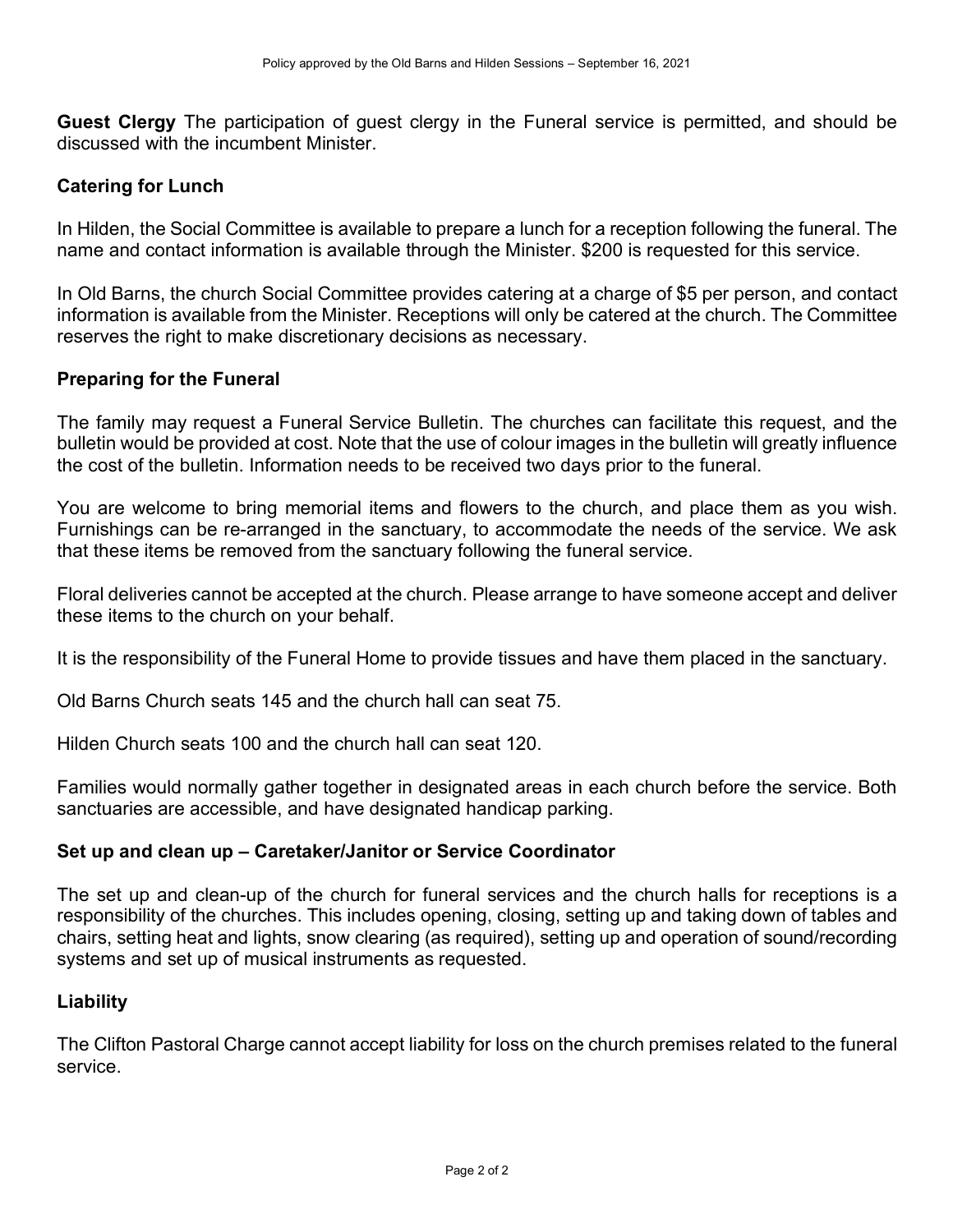**Guest Clergy** The participation of guest clergy in the Funeral service is permitted, and should be discussed with the incumbent Minister.

### Catering for Lunch

In Hilden, the Social Committee is available to prepare a lunch for a reception following the funeral. The name and contact information is available through the Minister. $200 is requested for this service.

In Old Barns, the church Social Committee provides catering at a charge of $5 per person, and contact information is available from the Minister. Receptions will only be catered at the church. The Committee reserves the right to make discretionary decisions as necessary.

### Preparing for the Funeral

The family may request a Funeral Service Bulletin. The churches can facilitate this request, and the bulletin would be provided at cost. Note that the use of colour images in the bulletin will greatly influence the cost of the bulletin. Information needs to be received two days prior to the funeral.

You are welcome to bring memorial items and flowers to the church, and place them as you wish. Furnishings can be re-arranged in the sanctuary, to accommodate the needs of the service. We ask that these items be removed from the sanctuary following the funeral service.

Floral deliveries cannot be accepted at the church. Please arrange to have someone accept and deliver these items to the church on your behalf.

It is the responsibility of the Funeral Home to provide tissues and have them placed in the sanctuary.

Old Barns Church seats 145 and the church hall can seat 75.

Hilden Church seats 100 and the church hall can seat 120.

Families would normally gather together in designated areas in each church before the service. Both sanctuaries are accessible, and have designated handicap parking.

### Set up and clean up – Caretaker/Janitor or Service Coordinator

The set up and clean-up of the church for funeral services and the church halls for receptions is a responsibility of the churches. This includes opening, closing, setting up and taking down of tables and chairs, setting heat and lights, snow clearing (as required), setting up and operation of sound/recording systems and set up of musical instruments as requested.

### Liability

The Clifton Pastoral Charge cannot accept liability for loss on the church premises related to the funeral service.